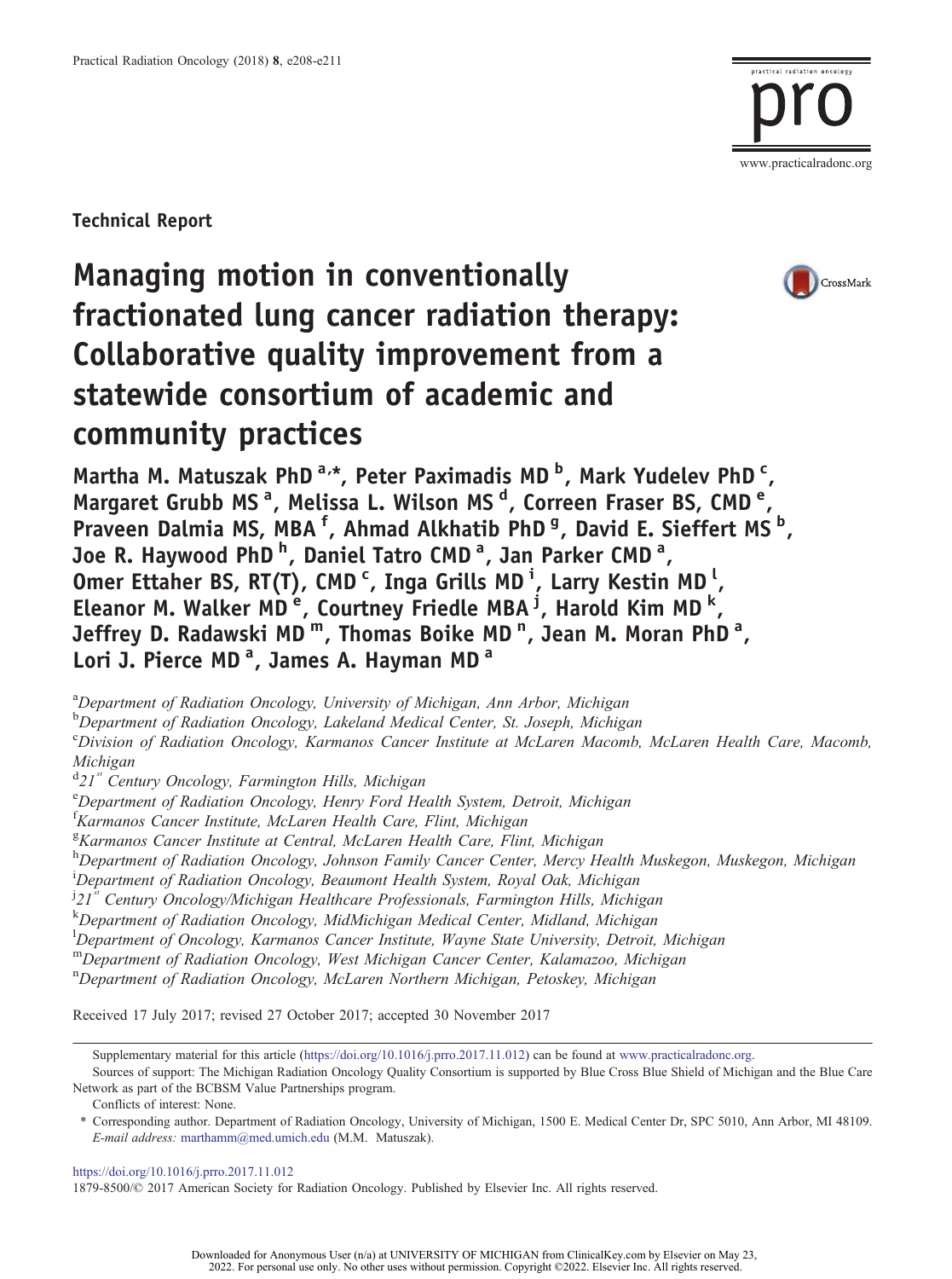Technical Report

# Managing motion in conventionally fractionated lung cancer radiation therapy: Collaborative quality improvement from a statewide consortium of academic and community practices

**Martha M. Matuszak PhD [a,*], Peter Paximadis MD [b], Mark Yudelev PhD [c], Margaret Grubb MS [a], Melissa L. Wilson MS [d], Correen Fraser BS, CMD [e], Praveen Dalmia MS, MBA [f], Ahmad Alkhatib PhD [g], David E. Sieffert MS [b], Joe R. Haywood PhD [h], Daniel Tatro CMD [a], Jan Parker CMD [a], Omer Ettaher BS, RT(T), CMD [c], Inga Grills MD [i], Larry Kestin MD [l], Eleanor M. Walker MD [e], Courtney Friedle MBA [j], Harold Kim MD [k], Jeffrey D. Radawski MD [m], Thomas Boike MD [n], Jean M. Moran PhD [a], Lori J. Pierce MD [a], James A. Hayman MD [a]**

[a] *Department of Radiation Oncology, University of Michigan, Ann Arbor, Michigan*
[b] *Department of Radiation Oncology, Lakeland Medical Center, St. Joseph, Michigan*
[c] *Division of Radiation Oncology, Karmanos Cancer Institute at McLaren Macomb, McLaren Health Care, Macomb, Michigan*
[d] *21st Century Oncology, Farmington Hills, Michigan*
[e] *Department of Radiation Oncology, Henry Ford Health System, Detroit, Michigan*
[f] *Karmanos Cancer Institute, McLaren Health Care, Flint, Michigan*
[g] *Karmanos Cancer Institute at Central, McLaren Health Care, Flint, Michigan*
[h] *Department of Radiation Oncology, Johnson Family Cancer Center, Mercy Health Muskegon, Muskegon, Michigan*
[i] *Department of Radiation Oncology, Beaumont Health System, Royal Oak, Michigan*
[j] *21st Century Oncology/Michigan Healthcare Professionals, Farmington Hills, Michigan*
[k] *Department of Radiation Oncology, MidMichigan Medical Center, Midland, Michigan*
[l] *Department of Oncology, Karmanos Cancer Institute, Wayne State University, Detroit, Michigan*
[m] *Department of Radiation Oncology, West Michigan Cancer Center, Kalamazoo, Michigan*
[n] *Department of Radiation Oncology, McLaren Northern Michigan, Petoskey, Michigan*

Received 17 July 2017; revised 27 October 2017; accepted 30 November 2017

Supplementary material for this article (https://doi.org/10.1016/j.prro.2017.11.012) can be found at www.practicalradonc.org.

Sources of support: The Michigan Radiation Oncology Quality Consortium is supported by Blue Cross Blue Shield of Michigan and the Blue Care Network as part of the BCBSM Value Partnerships program.

Conflicts of interest: None.

\* Corresponding author. Department of Radiation Oncology, University of Michigan, 1500 E. Medical Center Dr, SPC 5010, Ann Arbor, MI 48109. *E-mail address:* marthamm@med.umich.edu (M.M. Matuszak).

https://doi.org/10.1016/j.prro.2017.11.012

1879-8500/© 2017 American Society for Radiation Oncology. Published by Elsevier Inc. All rights reserved.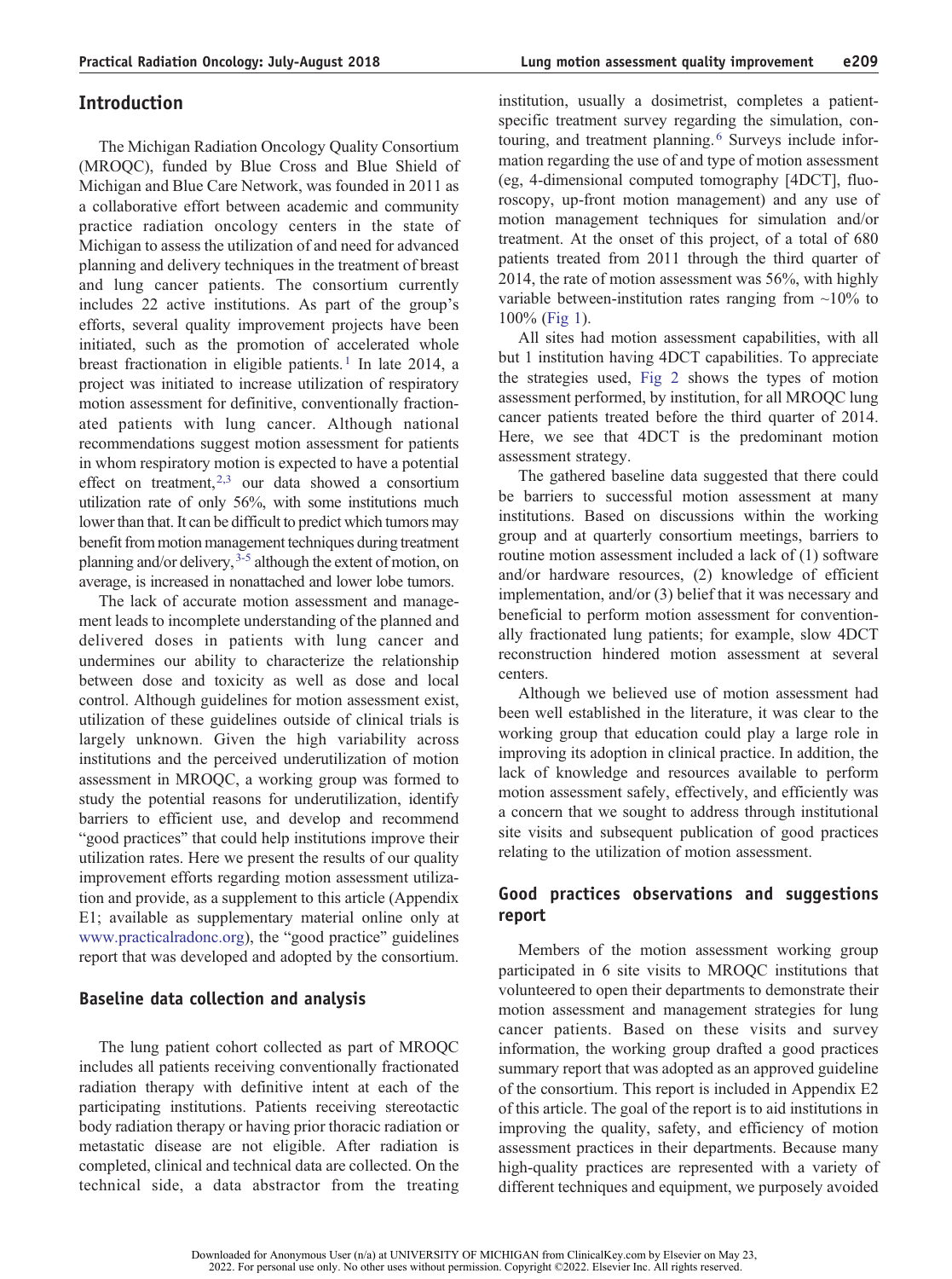## Introduction

The Michigan Radiation Oncology Quality Consortium (MROQC), funded by Blue Cross and Blue Shield of Michigan and Blue Care Network, was founded in 2011 as a collaborative effort between academic and community practice radiation oncology centers in the state of Michigan to assess the utilization of and need for advanced planning and delivery techniques in the treatment of breast and lung cancer patients. The consortium currently includes 22 active institutions. As part of the group's efforts, several quality improvement projects have been initiated, such as the promotion of accelerated whole breast fractionation in eligible patients.[1] In late 2014, a project was initiated to increase utilization of respiratory motion assessment for definitive, conventionally fractionated patients with lung cancer. Although national recommendations suggest motion assessment for patients in whom respiratory motion is expected to have a potential effect on treatment,[2,3] our data showed a consortium utilization rate of only 56%, with some institutions much lower than that. It can be difficult to predict which tumors may benefit from motion management techniques during treatment planning and/or delivery,[3-5] although the extent of motion, on average, is increased in nonattached and lower lobe tumors.

The lack of accurate motion assessment and management leads to incomplete understanding of the planned and delivered doses in patients with lung cancer and undermines our ability to characterize the relationship between dose and toxicity as well as dose and local control. Although guidelines for motion assessment exist, utilization of these guidelines outside of clinical trials is largely unknown. Given the high variability across institutions and the perceived underutilization of motion assessment in MROQC, a working group was formed to study the potential reasons for underutilization, identify barriers to efficient use, and develop and recommend "good practices" that could help institutions improve their utilization rates. Here we present the results of our quality improvement efforts regarding motion assessment utilization and provide, as a supplement to this article (Appendix E1; available as supplementary material online only at www.practicalradonc.org), the "good practice" guidelines report that was developed and adopted by the consortium.

## Baseline data collection and analysis

The lung patient cohort collected as part of MROQC includes all patients receiving conventionally fractionated radiation therapy with definitive intent at each of the participating institutions. Patients receiving stereotactic body radiation therapy or having prior thoracic radiation or metastatic disease are not eligible. After radiation is completed, clinical and technical data are collected. On the technical side, a data abstractor from the treating institution, usually a dosimetrist, completes a patient-specific treatment survey regarding the simulation, contouring, and treatment planning.[6] Surveys include information regarding the use of and type of motion assessment (eg, 4-dimensional computed tomography [4DCT], fluoroscopy, up-front motion management) and any use of motion management techniques for simulation and/or treatment. At the onset of this project, of a total of 680 patients treated from 2011 through the third quarter of 2014, the rate of motion assessment was 56%, with highly variable between-institution rates ranging from ~10% to 100% (Fig 1).

All sites had motion assessment capabilities, with all but 1 institution having 4DCT capabilities. To appreciate the strategies used, Fig 2 shows the types of motion assessment performed, by institution, for all MROQC lung cancer patients treated before the third quarter of 2014. Here, we see that 4DCT is the predominant motion assessment strategy.

The gathered baseline data suggested that there could be barriers to successful motion assessment at many institutions. Based on discussions within the working group and at quarterly consortium meetings, barriers to routine motion assessment included a lack of (1) software and/or hardware resources, (2) knowledge of efficient implementation, and/or (3) belief that it was necessary and beneficial to perform motion assessment for conventionally fractionated lung patients; for example, slow 4DCT reconstruction hindered motion assessment at several centers.

Although we believed use of motion assessment had been well established in the literature, it was clear to the working group that education could play a large role in improving its adoption in clinical practice. In addition, the lack of knowledge and resources available to perform motion assessment safely, effectively, and efficiently was a concern that we sought to address through institutional site visits and subsequent publication of good practices relating to the utilization of motion assessment.

## Good practices observations and suggestions report

Members of the motion assessment working group participated in 6 site visits to MROQC institutions that volunteered to open their departments to demonstrate their motion assessment and management strategies for lung cancer patients. Based on these visits and survey information, the working group drafted a good practices summary report that was adopted as an approved guideline of the consortium. This report is included in Appendix E2 of this article. The goal of the report is to aid institutions in improving the quality, safety, and efficiency of motion assessment practices in their departments. Because many high-quality practices are represented with a variety of different techniques and equipment, we purposely avoided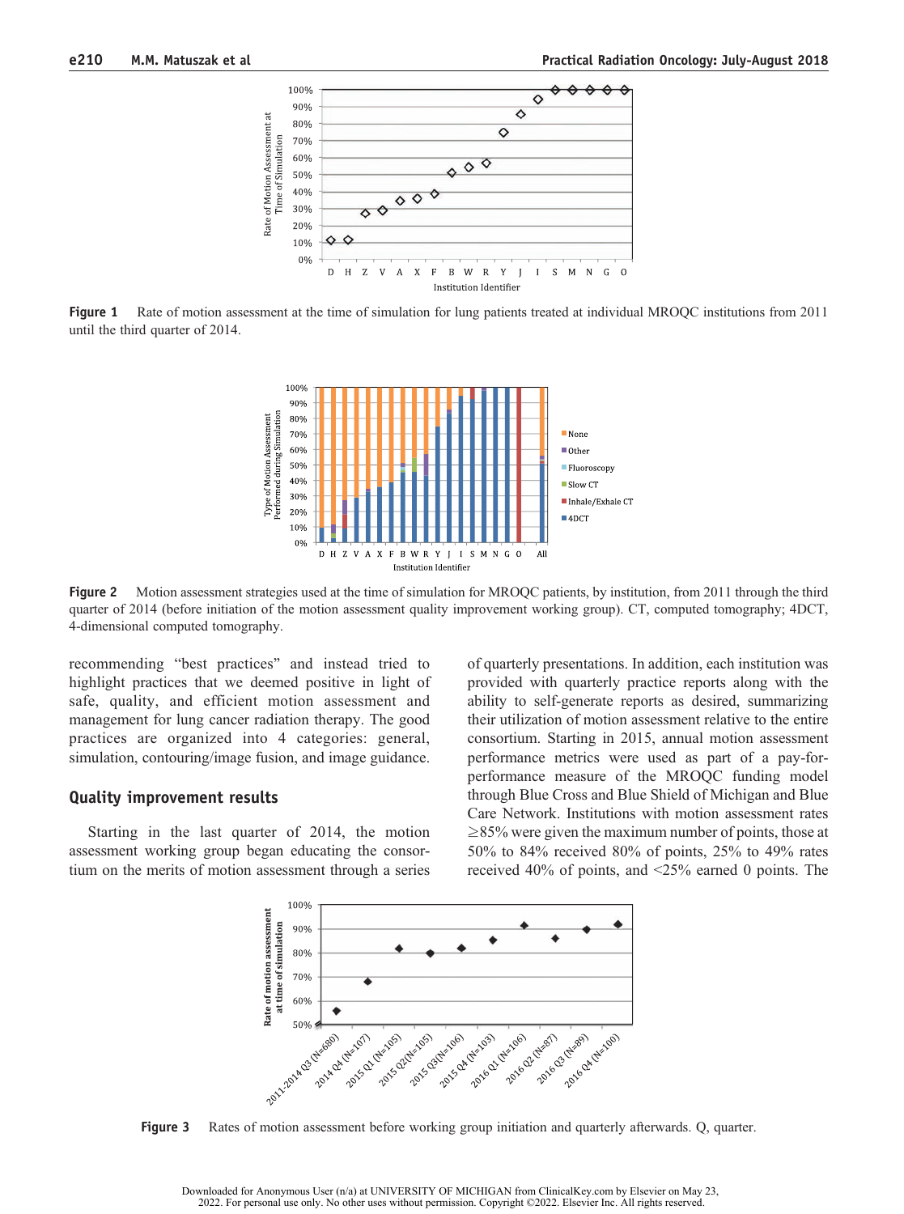**Figure 1** Rate of motion assessment at the time of simulation for lung patients treated at individual MROQC institutions from 2011 until the third quarter of 2014.

**Figure 2** Motion assessment strategies used at the time of simulation for MROQC patients, by institution, from 2011 through the third quarter of 2014 (before initiation of the motion assessment quality improvement working group). CT, computed tomography; 4DCT, 4-dimensional computed tomography.

recommending "best practices" and instead tried to highlight practices that we deemed positive in light of safe, quality, and efficient motion assessment and management for lung cancer radiation therapy. The good practices are organized into 4 categories: general, simulation, contouring/image fusion, and image guidance.

## Quality improvement results

Starting in the last quarter of 2014, the motion assessment working group began educating the consortium on the merits of motion assessment through a series of quarterly presentations. In addition, each institution was provided with quarterly practice reports along with the ability to self-generate reports as desired, summarizing their utilization of motion assessment relative to the entire consortium. Starting in 2015, annual motion assessment performance metrics were used as part of a pay-for-performance measure of the MROQC funding model through Blue Cross and Blue Shield of Michigan and Blue Care Network. Institutions with motion assessment rates ≥85% were given the maximum number of points, those at 50% to 84% received 80% of points, 25% to 49% rates received 40% of points, and <25% earned 0 points. The

**Figure 3** Rates of motion assessment before working group initiation and quarterly afterwards. Q, quarter.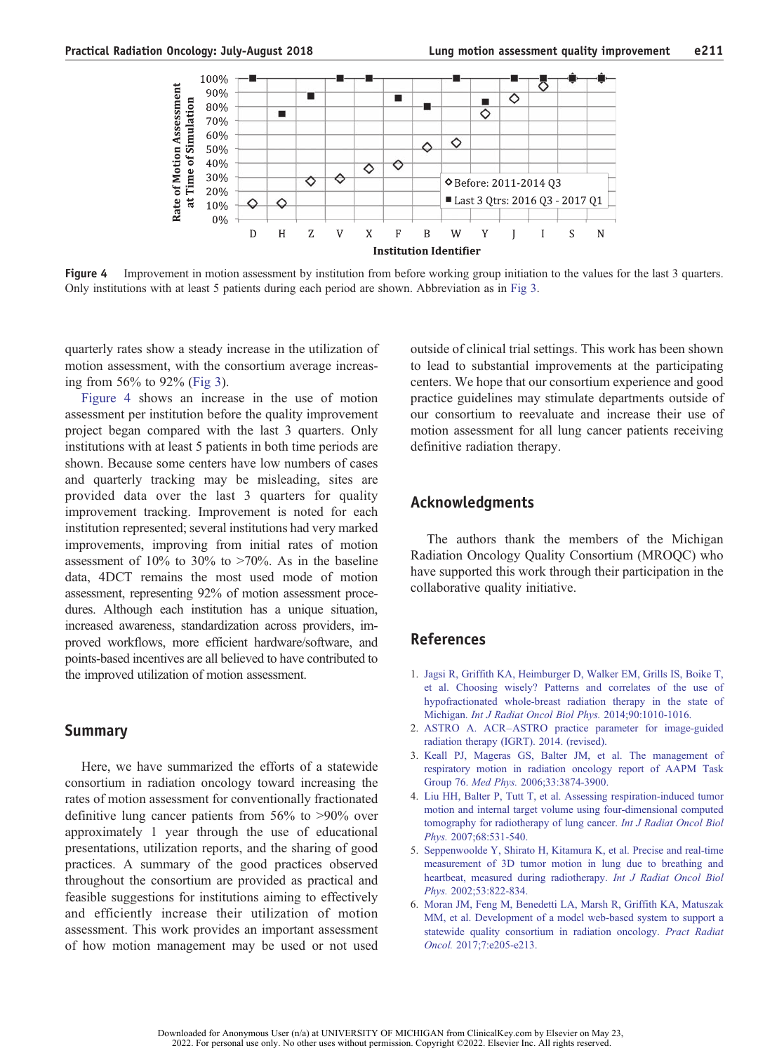100%
90%
80%
70%
60%
50%
40%
30%
20%
10%
0%

Rate of Motion Assessment at Time of Simulation

D H Z V X F B W Y J I S N

Institution Identifier

◇ Before: 2011-2014 Q3
■ Last 3 Qtrs: 2016 Q3 - 2017 Q1

**Figure 4** Improvement in motion assessment by institution from before working group initiation to the values for the last 3 quarters. Only institutions with at least 5 patients during each period are shown. Abbreviation as in Fig 3.

quarterly rates show a steady increase in the utilization of motion assessment, with the consortium average increasing from 56% to 92% (Fig 3).

Figure 4 shows an increase in the use of motion assessment per institution before the quality improvement project began compared with the last 3 quarters. Only institutions with at least 5 patients in both time periods are shown. Because some centers have low numbers of cases and quarterly tracking may be misleading, sites are provided data over the last 3 quarters for quality improvement tracking. Improvement is noted for each institution represented; several institutions had very marked improvements, improving from initial rates of motion assessment of 10% to 30% to >70%. As in the baseline data, 4DCT remains the most used mode of motion assessment, representing 92% of motion assessment procedures. Although each institution has a unique situation, increased awareness, standardization across providers, improved workflows, more efficient hardware/software, and points-based incentives are all believed to have contributed to the improved utilization of motion assessment.

## Summary

Here, we have summarized the efforts of a statewide consortium in radiation oncology toward increasing the rates of motion assessment for conventionally fractionated definitive lung cancer patients from 56% to >90% over approximately 1 year through the use of educational presentations, utilization reports, and the sharing of good practices. A summary of the good practices observed throughout the consortium are provided as practical and feasible suggestions for institutions aiming to effectively and efficiently increase their utilization of motion assessment. This work provides an important assessment of how motion management may be used or not used outside of clinical trial settings. This work has been shown to lead to substantial improvements at the participating centers. We hope that our consortium experience and good practice guidelines may stimulate departments outside of our consortium to reevaluate and increase their use of motion assessment for all lung cancer patients receiving definitive radiation therapy.

## Acknowledgments

The authors thank the members of the Michigan Radiation Oncology Quality Consortium (MROQC) who have supported this work through their participation in the collaborative quality initiative.

## References

1. Jagsi R, Griffith KA, Heimburger D, Walker EM, Grills IS, Boike T, et al. Choosing wisely? Patterns and correlates of the use of hypofractionated whole-breast radiation therapy in the state of Michigan. *Int J Radiat Oncol Biol Phys.* 2014;90:1010-1016.
2. ASTRO A. ACR–ASTRO practice parameter for image-guided radiation therapy (IGRT). 2014. (revised).
3. Keall PJ, Mageras GS, Balter JM, et al. The management of respiratory motion in radiation oncology report of AAPM Task Group 76. *Med Phys.* 2006;33:3874-3900.
4. Liu HH, Balter P, Tutt T, et al. Assessing respiration-induced tumor motion and internal target volume using four-dimensional computed tomography for radiotherapy of lung cancer. *Int J Radiat Oncol Biol Phys.* 2007;68:531-540.
5. Seppenwoolde Y, Shirato H, Kitamura K, et al. Precise and real-time measurement of 3D tumor motion in lung due to breathing and heartbeat, measured during radiotherapy. *Int J Radiat Oncol Biol Phys.* 2002;53:822-834.
6. Moran JM, Feng M, Benedetti LA, Marsh R, Griffith KA, Matuszak MM, et al. Development of a model web-based system to support a statewide quality consortium in radiation oncology. *Pract Radiat Oncol.* 2017;7:e205-e213.